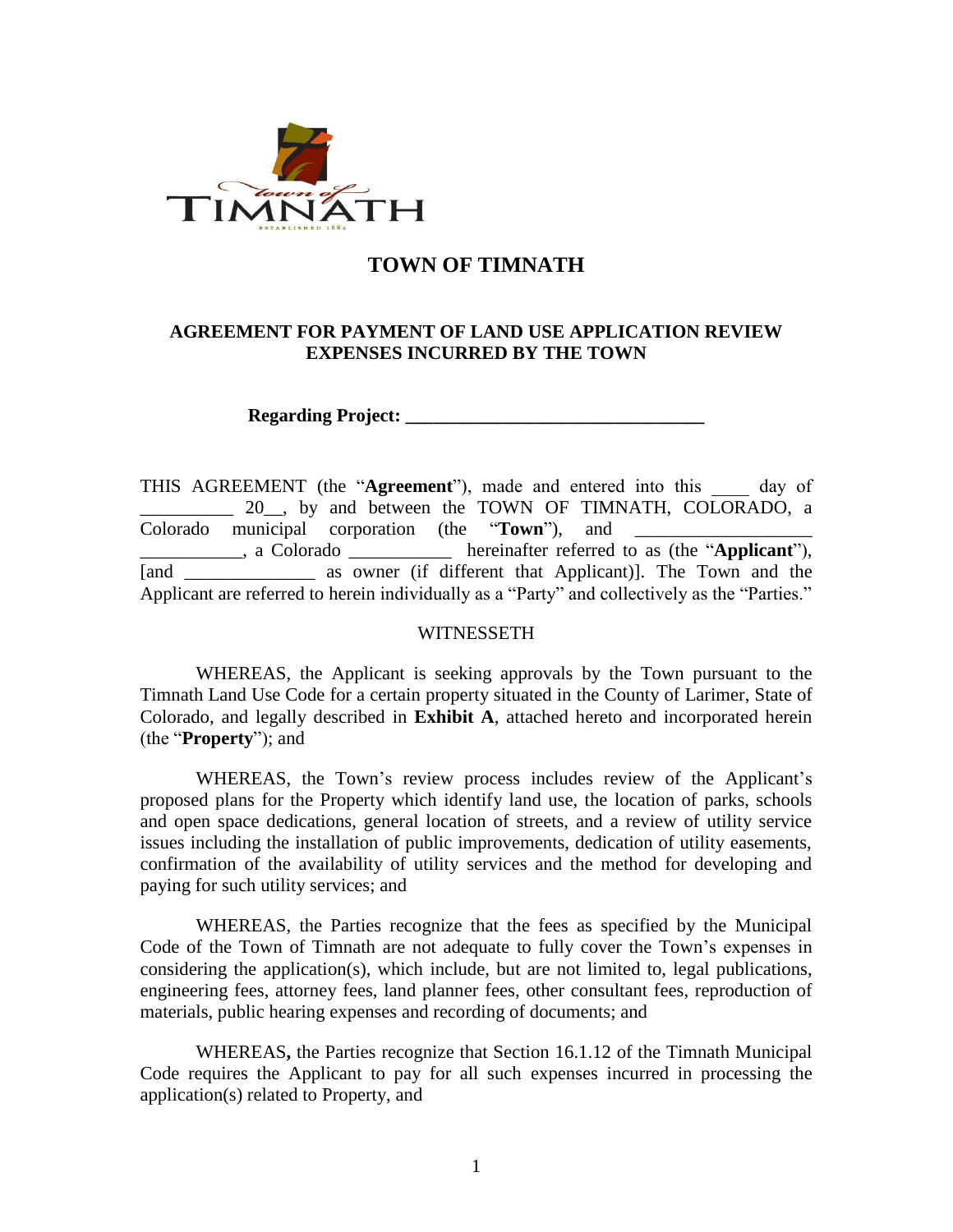# TOWN OF TIMNATH

## AGREEMENT FOR PAYMENT OF LAND USE APPLICATION REVIEW EXPENSES INCURRED BY THE TOWN

**Regarding Project: _______________________________**

THIS AGREEMENT (the "**Agreement**"), made and entered into this ____ day of __________ 20__, by and between the TOWN OF TIMNATH, COLORADO, a Colorado municipal corporation (the "**Town**"), and __________________ ___________, a Colorado ___________ hereinafter referred to as (the "**Applicant**"), [and ______________ as owner (if different that Applicant)]. The Town and the Applicant are referred to herein individually as a "Party" and collectively as the "Parties."

WITNESSETH

WHEREAS, the Applicant is seeking approvals by the Town pursuant to the Timnath Land Use Code for a certain property situated in the County of Larimer, State of Colorado, and legally described in **Exhibit A**, attached hereto and incorporated herein (the "**Property**"); and

WHEREAS, the Town's review process includes review of the Applicant's proposed plans for the Property which identify land use, the location of parks, schools and open space dedications, general location of streets, and a review of utility service issues including the installation of public improvements, dedication of utility easements, confirmation of the availability of utility services and the method for developing and paying for such utility services; and

WHEREAS, the Parties recognize that the fees as specified by the Municipal Code of the Town of Timnath are not adequate to fully cover the Town's expenses in considering the application(s), which include, but are not limited to, legal publications, engineering fees, attorney fees, land planner fees, other consultant fees, reproduction of materials, public hearing expenses and recording of documents; and

WHEREAS**,** the Parties recognize that Section 16.1.12 of the Timnath Municipal Code requires the Applicant to pay for all such expenses incurred in processing the application(s) related to Property, and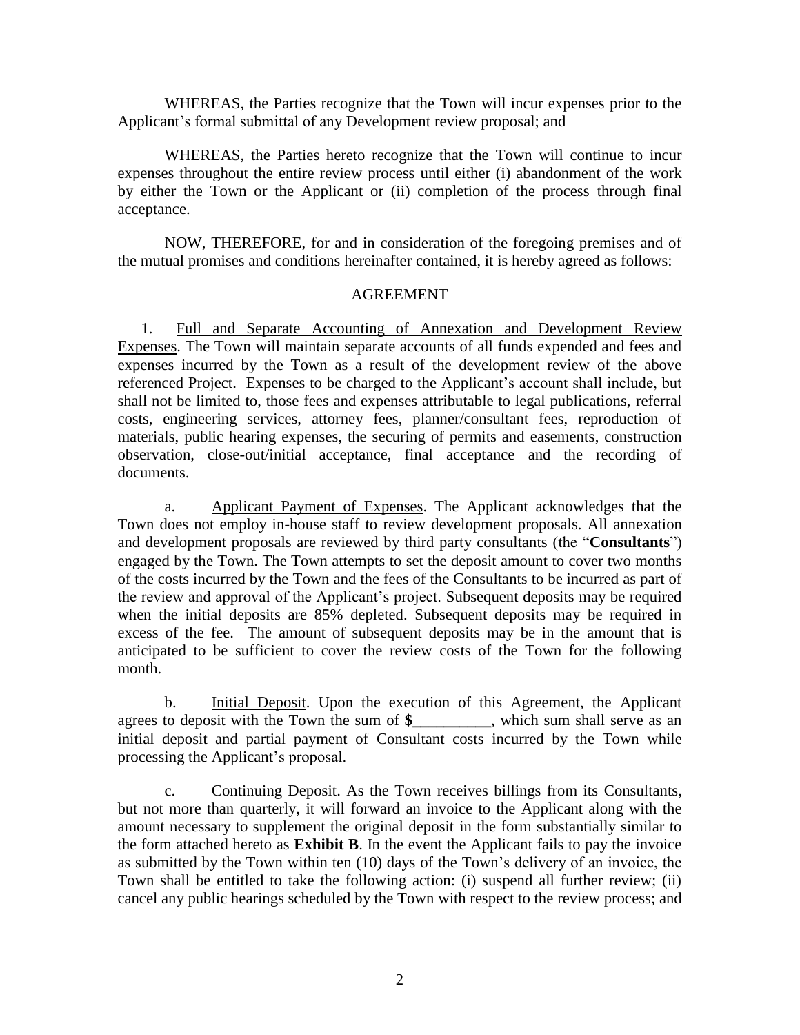WHEREAS, the Parties recognize that the Town will incur expenses prior to the Applicant's formal submittal of any Development review proposal; and

WHEREAS, the Parties hereto recognize that the Town will continue to incur expenses throughout the entire review process until either (i) abandonment of the work by either the Town or the Applicant or (ii) completion of the process through final acceptance.

NOW, THEREFORE, for and in consideration of the foregoing premises and of the mutual promises and conditions hereinafter contained, it is hereby agreed as follows:

## AGREEMENT

1. Full and Separate Accounting of Annexation and Development Review Expenses. The Town will maintain separate accounts of all funds expended and fees and expenses incurred by the Town as a result of the development review of the above referenced Project. Expenses to be charged to the Applicant's account shall include, but shall not be limited to, those fees and expenses attributable to legal publications, referral costs, engineering services, attorney fees, planner/consultant fees, reproduction of materials, public hearing expenses, the securing of permits and easements, construction observation, close-out/initial acceptance, final acceptance and the recording of documents.

   a. Applicant Payment of Expenses. The Applicant acknowledges that the Town does not employ in-house staff to review development proposals. All annexation and development proposals are reviewed by third party consultants (the "**Consultants**") engaged by the Town. The Town attempts to set the deposit amount to cover two months of the costs incurred by the Town and the fees of the Consultants to be incurred as part of the review and approval of the Applicant's project. Subsequent deposits may be required when the initial deposits are 85% depleted. Subsequent deposits may be required in excess of the fee. The amount of subsequent deposits may be in the amount that is anticipated to be sufficient to cover the review costs of the Town for the following month.

   b. Initial Deposit. Upon the execution of this Agreement, the Applicant agrees to deposit with the Town the sum of **$__________**, which sum shall serve as an initial deposit and partial payment of Consultant costs incurred by the Town while processing the Applicant's proposal.

   c. Continuing Deposit. As the Town receives billings from its Consultants, but not more than quarterly, it will forward an invoice to the Applicant along with the amount necessary to supplement the original deposit in the form substantially similar to the form attached hereto as **Exhibit B**. In the event the Applicant fails to pay the invoice as submitted by the Town within ten (10) days of the Town's delivery of an invoice, the Town shall be entitled to take the following action: (i) suspend all further review; (ii) cancel any public hearings scheduled by the Town with respect to the review process; and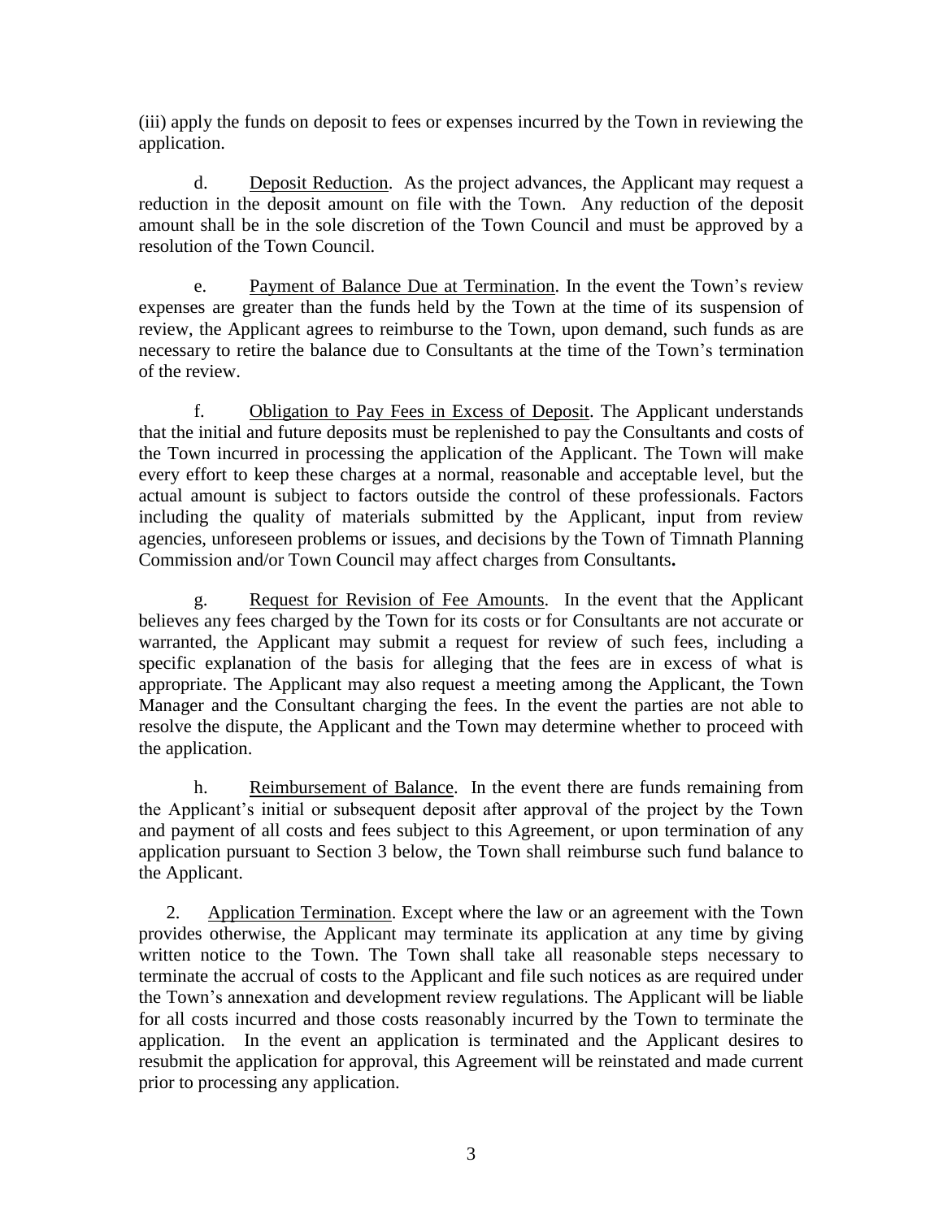(iii) apply the funds on deposit to fees or expenses incurred by the Town in reviewing the application.

d. <u>Deposit Reduction</u>. As the project advances, the Applicant may request a reduction in the deposit amount on file with the Town. Any reduction of the deposit amount shall be in the sole discretion of the Town Council and must be approved by a resolution of the Town Council.

e. <u>Payment of Balance Due at Termination</u>. In the event the Town's review expenses are greater than the funds held by the Town at the time of its suspension of review, the Applicant agrees to reimburse to the Town, upon demand, such funds as are necessary to retire the balance due to Consultants at the time of the Town's termination of the review.

f. <u>Obligation to Pay Fees in Excess of Deposit</u>. The Applicant understands that the initial and future deposits must be replenished to pay the Consultants and costs of the Town incurred in processing the application of the Applicant. The Town will make every effort to keep these charges at a normal, reasonable and acceptable level, but the actual amount is subject to factors outside the control of these professionals. Factors including the quality of materials submitted by the Applicant, input from review agencies, unforeseen problems or issues, and decisions by the Town of Timnath Planning Commission and/or Town Council may affect charges from Consultants**.**

g. <u>Request for Revision of Fee Amounts</u>. In the event that the Applicant believes any fees charged by the Town for its costs or for Consultants are not accurate or warranted, the Applicant may submit a request for review of such fees, including a specific explanation of the basis for alleging that the fees are in excess of what is appropriate. The Applicant may also request a meeting among the Applicant, the Town Manager and the Consultant charging the fees. In the event the parties are not able to resolve the dispute, the Applicant and the Town may determine whether to proceed with the application.

h. <u>Reimbursement of Balance</u>. In the event there are funds remaining from the Applicant's initial or subsequent deposit after approval of the project by the Town and payment of all costs and fees subject to this Agreement, or upon termination of any application pursuant to Section 3 below, the Town shall reimburse such fund balance to the Applicant.

2. <u>Application Termination</u>. Except where the law or an agreement with the Town provides otherwise, the Applicant may terminate its application at any time by giving written notice to the Town. The Town shall take all reasonable steps necessary to terminate the accrual of costs to the Applicant and file such notices as are required under the Town's annexation and development review regulations. The Applicant will be liable for all costs incurred and those costs reasonably incurred by the Town to terminate the application. In the event an application is terminated and the Applicant desires to resubmit the application for approval, this Agreement will be reinstated and made current prior to processing any application.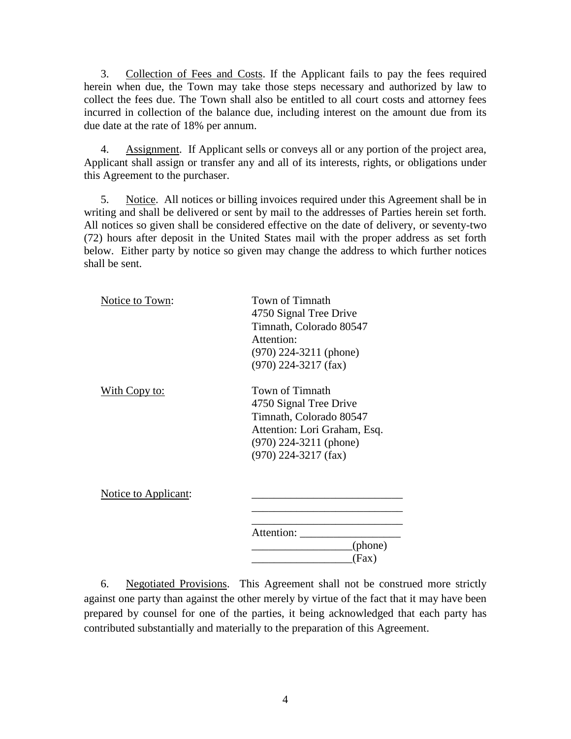3. <u>Collection of Fees and Costs</u>. If the Applicant fails to pay the fees required herein when due, the Town may take those steps necessary and authorized by law to collect the fees due. The Town shall also be entitled to all court costs and attorney fees incurred in collection of the balance due, including interest on the amount due from its due date at the rate of 18% per annum.

4. <u>Assignment</u>. If Applicant sells or conveys all or any portion of the project area, Applicant shall assign or transfer any and all of its interests, rights, or obligations under this Agreement to the purchaser.

5. <u>Notice</u>. All notices or billing invoices required under this Agreement shall be in writing and shall be delivered or sent by mail to the addresses of Parties herein set forth. All notices so given shall be considered effective on the date of delivery, or seventy-two (72) hours after deposit in the United States mail with the proper address as set forth below. Either party by notice so given may change the address to which further notices shall be sent.

<u>Notice to Town</u>:

Town of Timnath
4750 Signal Tree Drive
Timnath, Colorado 80547
Attention:
(970) 224-3211 (phone)
(970) 224-3217 (fax)

<u>With Copy to:</u>

Town of Timnath
4750 Signal Tree Drive
Timnath, Colorado 80547
Attention: Lori Graham, Esq.
(970) 224-3211 (phone)
(970) 224-3217 (fax)

<u>Notice to Applicant</u>:

___________________________
___________________________
___________________________
Attention: __________________
__________________(phone)
__________________(Fax)

6. <u>Negotiated Provisions</u>. This Agreement shall not be construed more strictly against one party than against the other merely by virtue of the fact that it may have been prepared by counsel for one of the parties, it being acknowledged that each party has contributed substantially and materially to the preparation of this Agreement.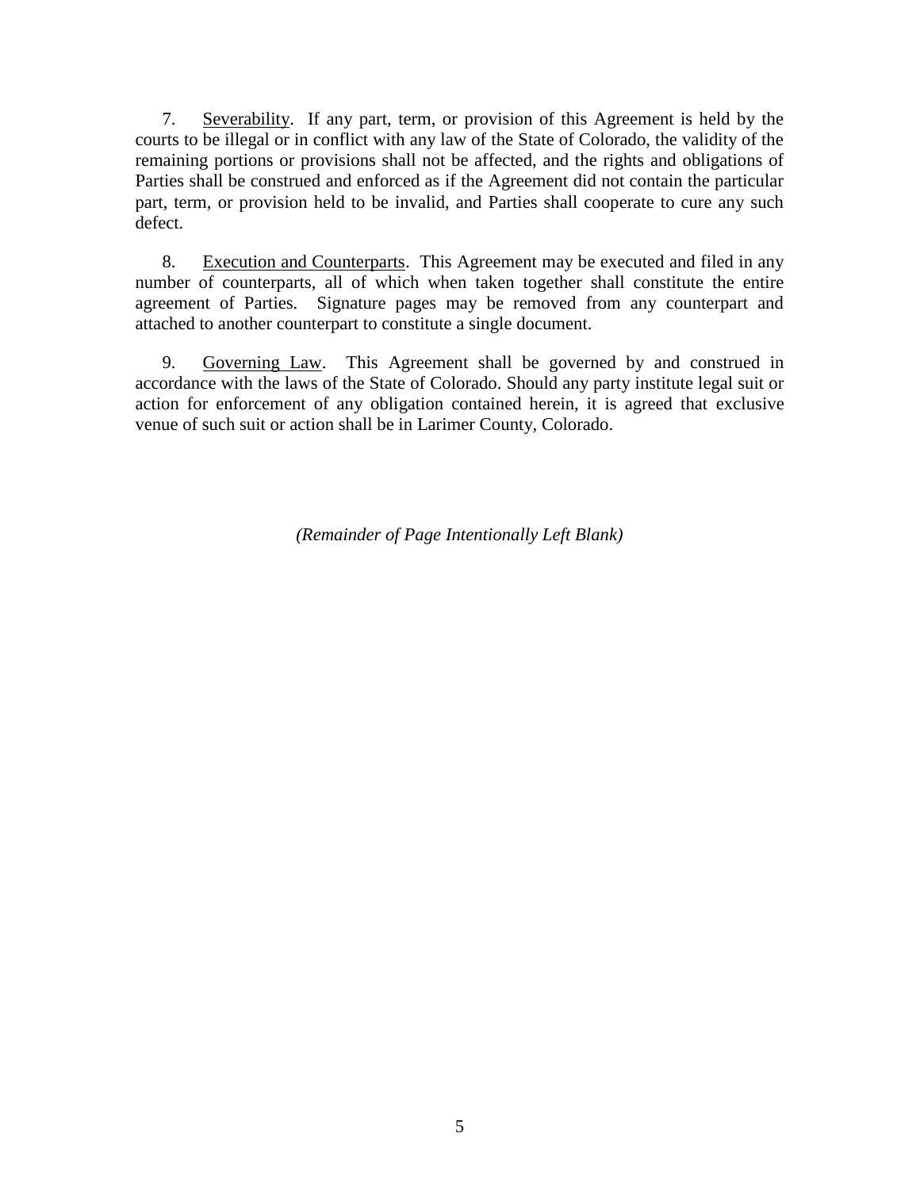7. <u>Severability</u>. If any part, term, or provision of this Agreement is held by the courts to be illegal or in conflict with any law of the State of Colorado, the validity of the remaining portions or provisions shall not be affected, and the rights and obligations of Parties shall be construed and enforced as if the Agreement did not contain the particular part, term, or provision held to be invalid, and Parties shall cooperate to cure any such defect.

8. <u>Execution and Counterparts</u>. This Agreement may be executed and filed in any number of counterparts, all of which when taken together shall constitute the entire agreement of Parties. Signature pages may be removed from any counterpart and attached to another counterpart to constitute a single document.

9. <u>Governing Law</u>. This Agreement shall be governed by and construed in accordance with the laws of the State of Colorado. Should any party institute legal suit or action for enforcement of any obligation contained herein, it is agreed that exclusive venue of such suit or action shall be in Larimer County, Colorado.

*(Remainder of Page Intentionally Left Blank)*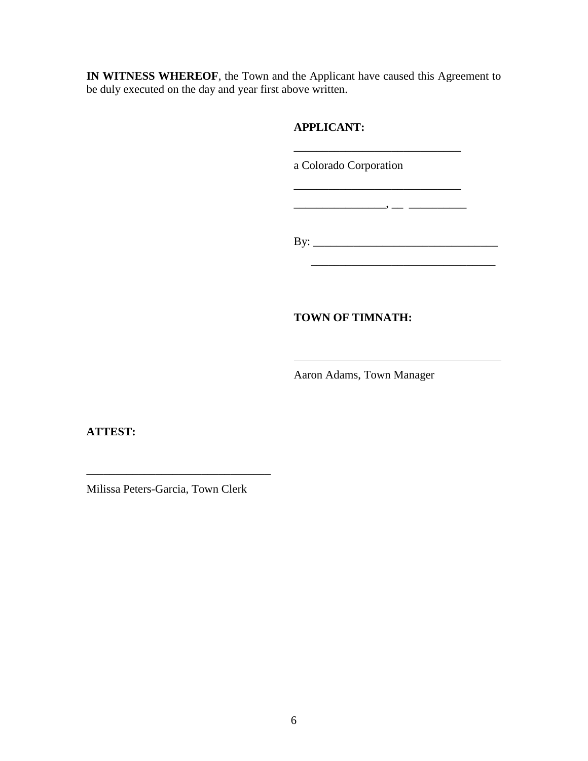**IN WITNESS WHEREOF**, the Town and the Applicant have caused this Agreement to be duly executed on the day and year first above written.

**APPLICANT:**

_____________________________

a Colorado Corporation

_____________________________

________________, __ __________

By: _______________________________

_______________________________

**TOWN OF TIMNATH:**

_________________________________

Aaron Adams, Town Manager

**ATTEST:**

_______________________________

Milissa Peters-Garcia, Town Clerk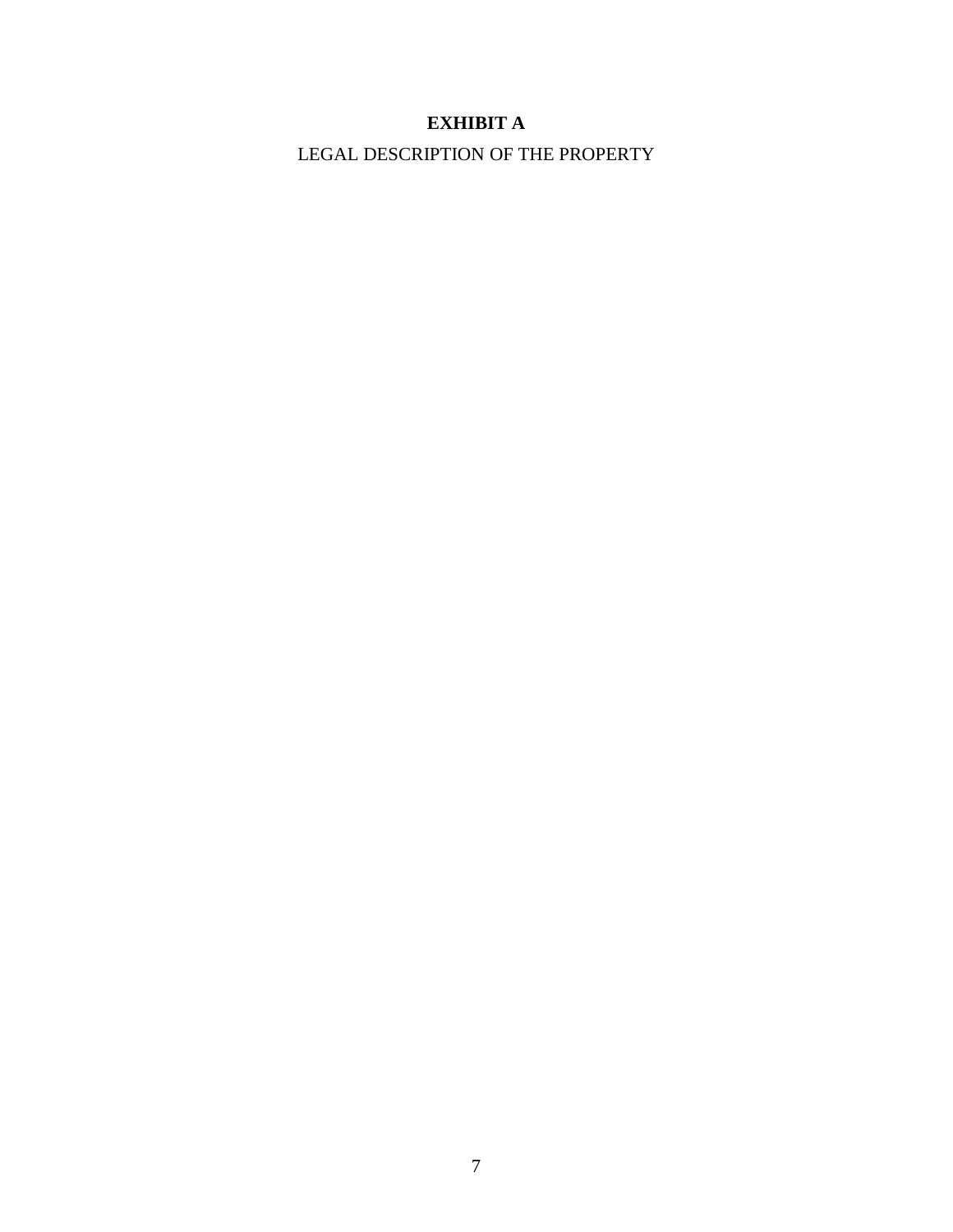# EXHIBIT A

LEGAL DESCRIPTION OF THE PROPERTY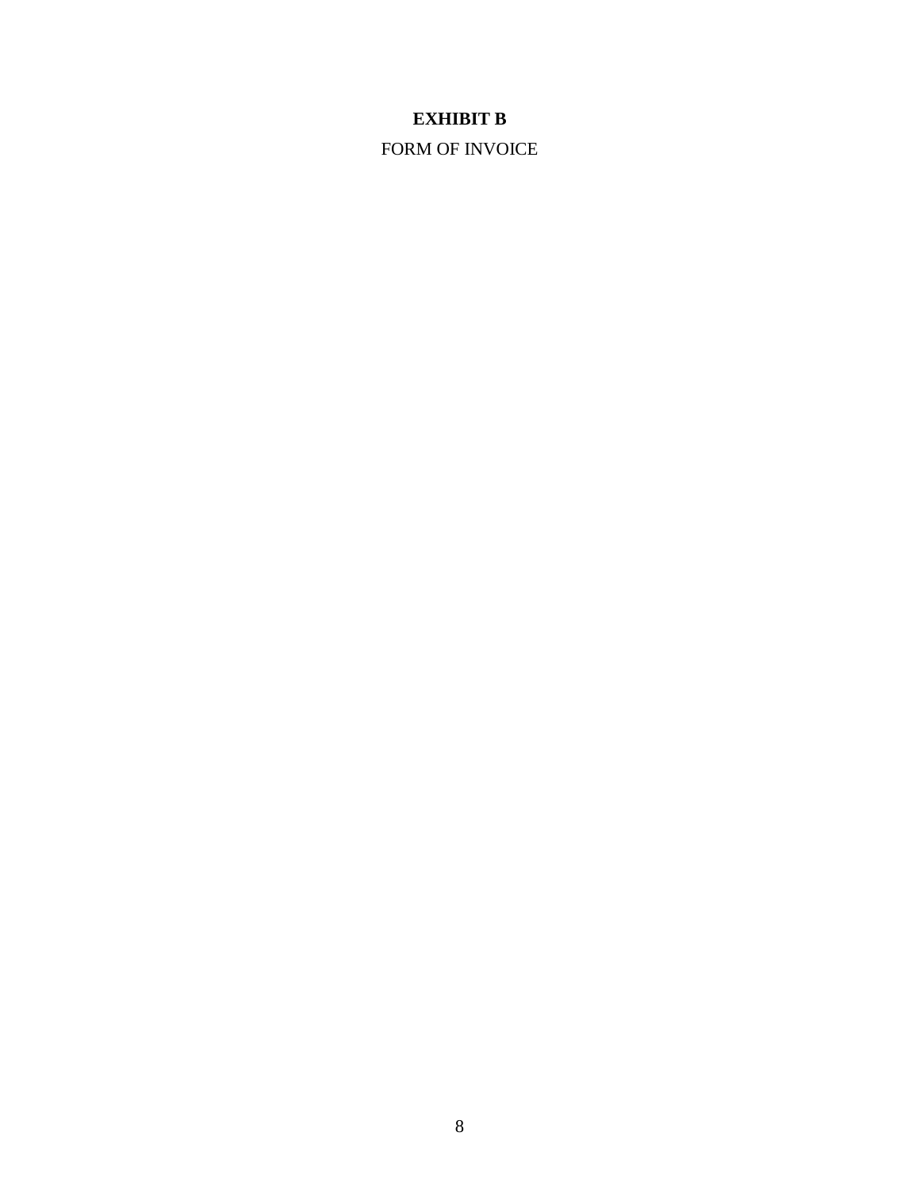**EXHIBIT B**

FORM OF INVOICE